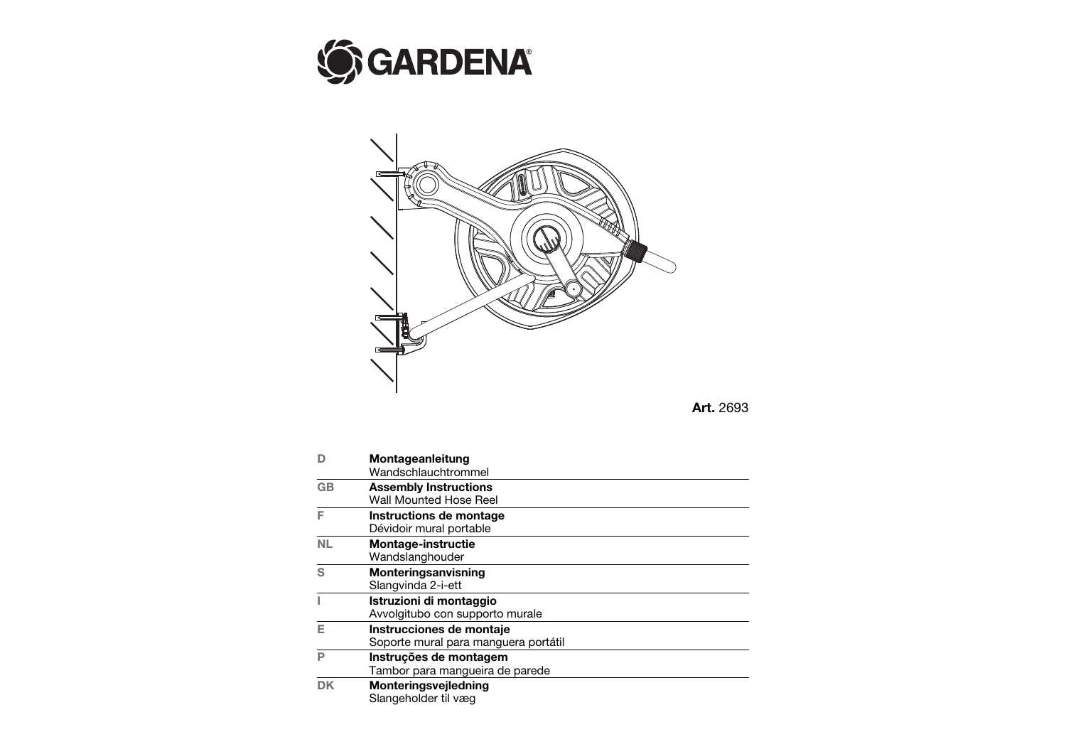GARDENA®

**Art.** 2693

| | |
|---|---|
| D | **Montageanleitung**<br>Wandschlauchtrommel |
| GB | **Assembly Instructions**<br>Wall Mounted Hose Reel |
| F | **Instructions de montage**<br>Dévidoir mural portable |
| NL | **Montage-instructie**<br>Wandslanghouder |
| S | **Monteringsanvisning**<br>Slangvinda 2-i-ett |
| I | **Istruzioni di montaggio**<br>Avvolgitubo con supporto murale |
| E | **Instrucciones de montaje**<br>Soporte mural para manguera portátil |
| P | **Instruções de montagem**<br>Tambor para mangueira de parede |
| DK | **Monteringsvejledning**<br>Slangeholder til væg |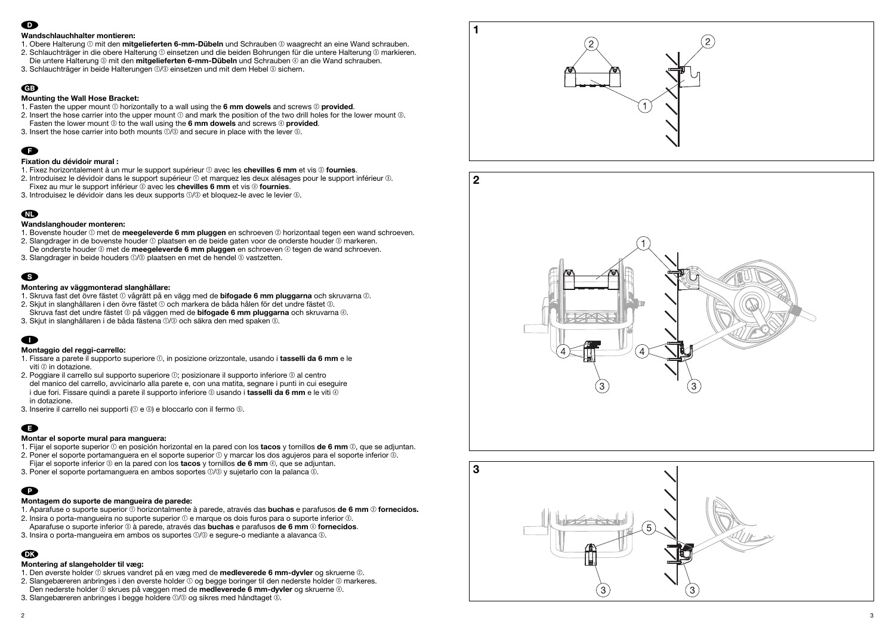**D**

### Wandschlauchhalter montieren:

1. Obere Halterung ① mit den **mitgelieferten 6-mm-Dübeln** und Schrauben ② waagrecht an eine Wand schrauben.
2. Schlauchträger in die obere Halterung ① einsetzen und die beiden Bohrungen für die untere Halterung ③ markieren. Die untere Halterung ③ mit den **mitgelieferten 6-mm-Dübeln** und Schrauben ④ an die Wand schrauben.
3. Schlauchträger in beide Halterungen ①/③ einsetzen und mit dem Hebel ⑤ sichern.

**GB**

### Mounting the Wall Hose Bracket:

1. Fasten the upper mount ① horizontally to a wall using the **6 mm dowels** and screws ② **provided**.
2. Insert the hose carrier into the upper mount ① and mark the position of the two drill holes for the lower mount ③. Fasten the lower mount ③ to the wall using the **6 mm dowels** and screws ④ **provided**.
3. Insert the hose carrier into both mounts ①/③ and secure in place with the lever ⑤.

**F**

### Fixation du dévidoir mural :

1. Fixez horizontalement à un mur le support supérieur ① avec les **chevilles 6 mm** et vis ② **fournies**.
2. Introduisez le dévidoir dans le support supérieur ① et marquez les deux alésages pour le support inférieur ③. Fixez au mur le support inférieur ③ avec les **chevilles 6 mm** et vis ④ **fournies**.
3. Introduisez le dévidoir dans les deux supports ①/③ et bloquez-le avec le levier ⑤.

**NL**

### Wandslanghouder monteren:

1. Bovenste houder ① met de **meegeleverde 6 mm pluggen** en schroeven ② horizontaal tegen een wand schroeven.
2. Slangdrager in de bovenste houder ① plaatsen en de beide gaten voor de onderste houder ③ markeren. De onderste houder ③ met de **meegeleverde 6 mm pluggen** en schroeven ④ tegen de wand schroeven.
3. Slangdrager in beide houders ①/③ plaatsen en met de hendel ⑤ vastzetten.

**S**

### Montering av väggmonterad slanghållare:

1. Skruva fast det övre fästet ① vågrätt på en vägg med de **bifogade 6 mm pluggarna** och skruvarna ②.
2. Skjut in slanghållaren i den övre fästet ① och markera de båda hålen för det undre fästet ③. Skruva fast det undre fästet ③ på väggen med de **bifogade 6 mm pluggarna** och skruvarna ④.
3. Skjut in slanghållaren i de båda fästena ①/③ och säkra den med spaken ⑤.

**I**

### Montaggio del reggi-carrello:

1. Fissare a parete il supporto superiore ①, in posizione orizzontale, usando i **tasselli da 6 mm** e le viti ② in dotazione.
2. Poggiare il carrello sul supporto superiore ①; posizionare il supporto inferiore ③ al centro del manico del carrello, avvicinarlo alla parete e, con una matita, segnare i punti in cui eseguire i due fori. Fissare quindi a parete il supporto inferiore ③ usando i **tasselli da 6 mm** e le viti ④ in dotazione.
3. Inserire il carrello nei supporti (① e ③) e bloccarlo con il fermo ⑤.

**E**

### Montar el soporte mural para manguera:

1. Fijar el soporte superior ① en posición horizontal en la pared con los **tacos** y tornillos **de 6 mm** ②, que se adjuntan.
2. Poner el soporte portamanguera en el soporte superior ① y marcar los dos agujeros para el soporte inferior ③. Fijar el soporte inferior ③ en la pared con los **tacos** y tornillos **de 6 mm** ④, que se adjuntan.
3. Poner el soporte portamanguera en ambos soportes ①/③ y sujetarlo con la palanca ⑤.

**P**

### Montagem do suporte de mangueira de parede:

1. Aparafuse o suporte superior ① horizontalmente à parede, através das **buchas** e parafusos **de 6 mm** ② **fornecidos.**
2. Insira o porta-mangueira no suporte superior ① e marque os dois furos para o suporte inferior ③. Aparafuse o suporte inferior ③ à parede, através das **buchas** e parafusos **de 6 mm** ④ **fornecidos**.
3. Insira o porta-mangueira em ambos os suportes ①/③ e segure-o mediante a alavanca ⑤.

**DK**

### Montering af slangeholder til væg:

1. Den øverste holder ① skrues vandret på en væg med de **medleverede 6 mm-dyvler** og skruerne ②.
2. Slangebæreren anbringes i den øverste holder ① og begge boringer til den nederste holder ③ markeres. Den nederste holder ③ skrues på væggen med de **medleverede 6 mm-dyvler** og skruerne ④.
3. Slangebæreren anbringes i begge holdere ①/③ og sikres med håndtaget ⑤.

**1**

2 2 1

**2**

1 4 4 3 3

**3**

5 3 3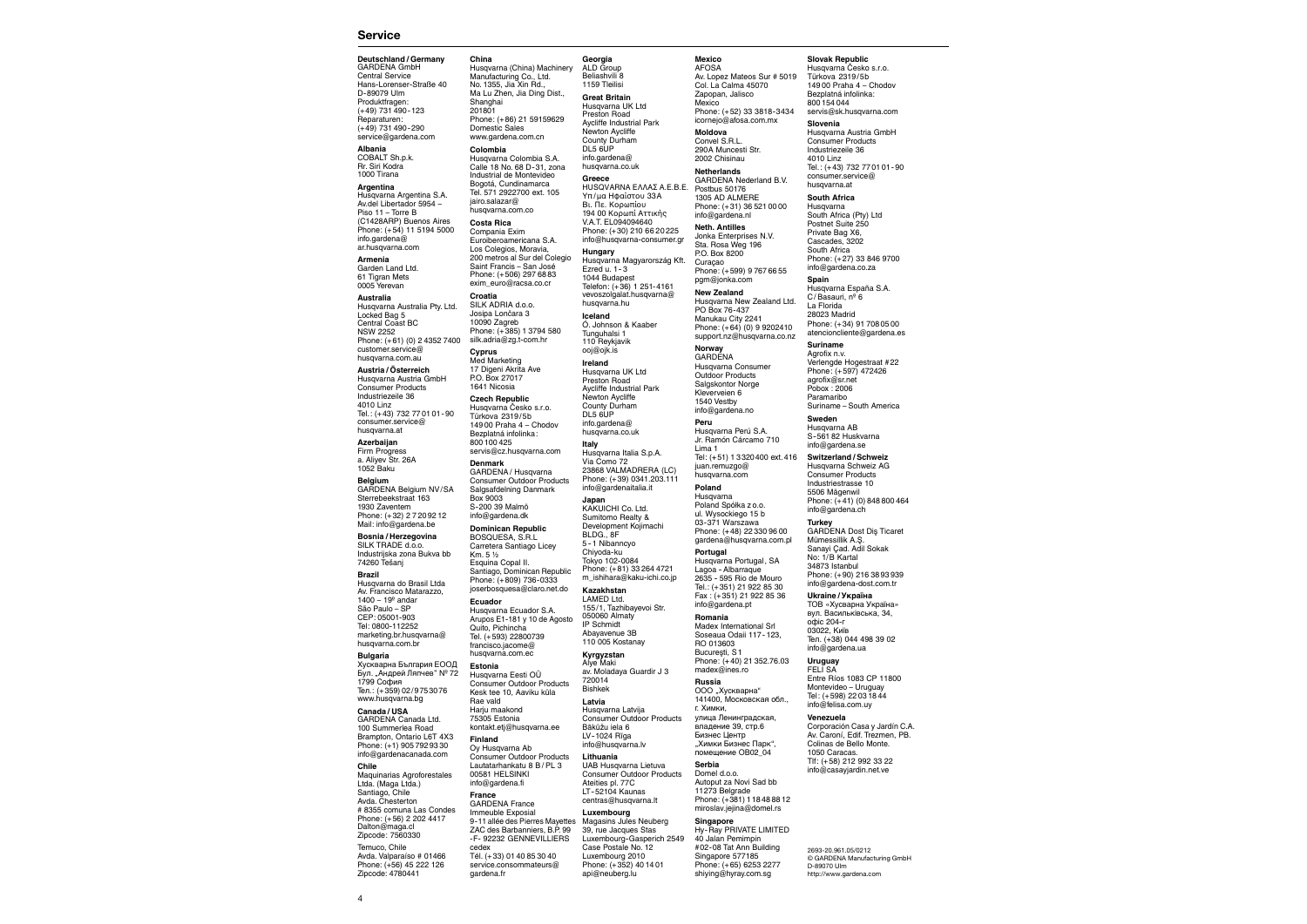# Service

**Deutschland / Germany**
GARDENA GmbH
Central Service
Hans-Lorenser-Straße 40
D-89079 Ulm
Produktfragen:
(+49) 731 490-123
Reparaturen:
(+49) 731 490-290
service@gardena.com

**Albania**
COBALT Sh.p.k.
Rr. Siri Kodra
1000 Tirana

**Argentina**
Husqvarna Argentina S.A.
Av.del Libertador 5954 –
Piso 11 – Torre B
(C1428ARP) Buenos Aires
Phone: (+54) 11 5194 5000
info.gardena@
ar.husqvarna.com

**Armenia**
Garden Land Ltd.
61 Tigran Mets
0005 Yerevan

**Australia**
Husqvarna Australia Pty. Ltd.
Locked Bag 5
Central Coast BC
NSW 2252
Phone: (+61) (0) 2 4352 7400
customer.service@
husqvarna.com.au

**Austria / Österreich**
Husqvarna Austria GmbH
Consumer Products
Industriezeile 36
4010 Linz
Tel.: (+43) 732 77 01 01-90
consumer.service@
husqvarna.at

**Azerbaijan**
Firm Progress
a. Aliyev Str. 26A
1052 Baku

**Belgium**
GARDENA Belgium NV / SA
Sterrebeekstraat 163
1930 Zaventem
Phone: (+32) 2 7 20 92 12
Mail: info@gardena.be

**Bosnia / Herzegovina**
SILK TRADE d.o.o.
Industrijska zona Bukva bb
74260 Tešanj

**Brazil**
Husqvarna do Brasil Ltda
Av. Francisco Matarazzo,
1400 – 19º andar
São Paulo – SP
CEP: 05001-903
Tel: 0800-112252
marketing.br.husqvarna@
husqvarna.com.br

**Bulgaria**
Хускварна България ЕООД
Бул. „Андрей Ляпчев" № 72
1799 София
Тел.: (+359) 02 / 9 75 30 76
www.husqvarna.bg

**Canada / USA**
GARDENA Canada Ltd.
100 Summerlea Road
Brampton, Ontario L6T 4X3
Phone: (+1) 905 792 93 30
info@gardenacanada.com

**Chile**
Maquinarias Agroforestales
Ltda. (Maga Ltda.)
Santiago, Chile
Avda. Chesterton
# 8355 comuna Las Condes
Phone: (+56) 2 202 4417
Dalton@maga.cl
Zipcode: 7560330

Temuco, Chile
Avda. Valparaíso # 01466
Phone: (+56) 45 222 126
Zipcode: 4780441

**China**
Husqvarna (China) Machinery
Manufacturing Co., Ltd.
No. 1355, Jia Xin Rd.,
Ma Lu Zhen, Jia Ding Dist.,
Shanghai
201801
Phone: (+86) 21 59159629
Domestic Sales
www.gardena.com.cn

**Colombia**
Husqvarna Colombia S.A.
Calle 18 No. 68 D-31, zona
Industrial de Montevideo
Bogotá, Cundinamarca
Tel. 571 2922700 ext. 105
jairo.salazar@
husqvarna.com.co

**Costa Rica**
Compania Exim
Euroiberoamericana S.A.
Los Colegios, Moravia,
200 metros al Sur del Colegio
Saint Francis – San José
Phone: (+506) 297 68 83
exim_euro@racsa.co.cr

**Croatia**
SILK ADRIA d.o.o.
Josipa Lončara 3
10090 Zagreb
Phone: (+385) 1 3794 580
silk.adria@zg.t-com.hr

**Cyprus**
Med Marketing
17 Digeni Akrita Ave
P.O. Box 27017
1641 Nicosia

**Czech Republic**
Husqvarna Česko s.r.o.
Türkova 2319 / 5b
149 00 Praha 4 – Chodov
Bezplatná infolinka:
800 100 425
servis@cz.husqvarna.com

**Denmark**
GARDENA / Husqvarna
Consumer Outdoor Products
Salgsafdelning Danmark
Box 9003
S-200 39 Malmö
info@gardena.dk

**Dominican Republic**
BOSQUESA, S.R.L
Carretera Santiago Licey
Km. 5 ½
Esquina Copal II.
Santiago, Dominican Republic
Phone: (+809) 736-0333
joserbosquesa@claro.net.do

**Ecuador**
Husqvarna Ecuador S.A.
Arupos E1-181 y 10 de Agosto
Quito, Pichincha
Tel. (+593) 22800739
francisco.jacome@
husqvarna.com.ec

**Estonia**
Husqvarna Eesti OÜ
Consumer Outdoor Products
Kesk tee 10, Aaviku küla
Rae vald
Harju maakond
75305 Estonia
kontakt.etj@husqvarna.ee

**Finland**
Oy Husqvarna Ab
Consumer Outdoor Products
Lautatarhankatu 8 B / PL 3
00581 HELSINKI
info@gardena.fi

**France**
GARDENA France
Immeuble Exposial
9-11 allée des Pierres Mayettes
ZAC des Barbanniers, B.P. 99
-F- 92232 GENNEVILLIERS
cedex
Tél. (+33) 01 40 85 30 40
service.consommateurs@
gardena.fr

**Georgia**
ALD Group
Beliashvili 8
1159 Tbilisi

**Great Britain**
Husqvarna UK Ltd
Preston Road
Aycliffe Industrial Park
Newton Aycliffe
County Durham
DL5 6UP
info.gardena@
husqvarna.co.uk

**Greece**
HUSQVARNA ΕΛΛΑΣ Α.Ε.Β.Ε.
Υπ / μα Ηφαίστου 33Α
Βι. Πε. Κορωπίου
194 00 Κορωπί Αττικής
V.A.T. EL094094640
Phone: (+30) 210 66 20 225
info@husqvarna-consumer.gr

**Hungary**
Husqvarna Magyarország Kft.
Ezred u. 1-3
1044 Budapest
Telefon: (+36) 1 251-4161
vevoszolgalat.husqvarna@
husqvarna.hu

**Iceland**
Ó. Johnson & Kaaber
Tunguhalsi 1
110 Reykjavik
ooj@ojk.is

**Ireland**
Husqvarna UK Ltd
Preston Road
Aycliffe Industrial Park
Newton Aycliffe
County Durham
DL5 6UP
info.gardena@
husqvarna.co.uk

**Italy**
Husqvarna Italia S.p.A.
Via Como 72
23868 VALMADRERA (LC)
Phone: (+39) 0341.203.111
info@gardenaitalia.it

**Japan**
KAKUICHI Co. Ltd.
Sumitomo Realty &
Development Kojimachi
BLDG., 8F
5-1 Nibancyo
Chiyoda-ku
Tokyo 102-0084
Phone: (+81) 33 264 4721
m_ishihara@kaku-ichi.co.jp

**Kazakhstan**
LAMED Ltd.
155/1, Tazhibayevoi Str.
050060 Almaty
IP Schmidt
Abayavenue 3B
110 005 Kostanay

**Kyrgyzstan**
Alye Maki
av. Moladaya Guardir J 3
720014
Bishkek

**Latvia**
Husqvarna Latvija
Consumer Outdoor Products
Bākūžu iela 6
LV-1024 Rīga
info@husqvarna.lv

**Lithuania**
UAB Husqvarna Lietuva
Consumer Outdoor Products
Ateities pl. 77C
LT-52104 Kaunas
centras@husqvarna.lt

**Luxembourg**
Magasins Jules Neuberg
39, rue Jacques Stas
Luxembourg-Gasperich 2549
Case Postale No. 12
Luxembourg 2010
Phone: (+352) 40 14 01
api@neuberg.lu

**Mexico**
AFOSA
Av. Lopez Mateos Sur # 5019
Col. La Calma 45070
Zapopan, Jalisco
Mexico
Phone: (+52) 33 3818-3434
icornejo@afosa.com.mx

**Moldova**
Convel S.R.L.
290A Muncesti Str.
2002 Chisinau

**Netherlands**
GARDENA Nederland B.V.
Postbus 50176
1305 AD ALMERE
Phone: (+31) 36 521 00 00
info@gardena.nl

**Neth. Antilles**
Jonka Enterprises N.V.
Sta. Rosa Weg 196
P.O. Box 8200
Curaçao
Phone: (+599) 9 767 66 55
pgm@jonka.com

**New Zealand**
Husqvarna New Zealand Ltd.
PO Box 76-437
Manukau City 2241
Phone: (+64) (0) 9 9202410
support.nz@husqvarna.co.nz

**Norway**
GARDENA
Husqvarna Consumer
Outdoor Products
Salgskontor Norge
Kleverveien 6
1540 Vestby
info@gardena.no

**Peru**
Husqvarna Perú S.A.
Jr. Ramón Cárcamo 710
Lima 1
Tel: (+51) 1 3320400 ext. 416
juan.remuzgo@
husqvarna.com

**Poland**
Husqvarna
Poland Spółka z o.o.
ul. Wysockiego 15 b
03-371 Warszawa
Phone: (+48) 22 330 96 00
gardena@husqvarna.com.pl

**Portugal**
Husqvarna Portugal, SA
Lagoa - Albarraque
2635 - 595 Rio de Mouro
Tel.: (+351) 21 922 85 30
Fax : (+351) 21 922 85 36
info@gardena.pt

**Romania**
Madex International Srl
Soseaua Odaii 117-123,
RO 013603
Bucureşti, S1
Phone: (+40) 21 352.76.03
madex@ines.ro

**Russia**
ООО „Хускварна"
141400, Московская обл.,
г. Химки,
улица Ленинградская,
владение 39, стр.6
Бизнес Центр
„Химки Бизнес Парк",
помещение ОВ02_04

**Serbia**
Domel d.o.o.
Autoput za Novi Sad bb
11273 Belgrade
Phone: (+381) 1 18 48 88 12
miroslav.jejina@domel.rs

**Singapore**
Hy-Ray PRIVATE LIMITED
40 Jalan Pemimpin
#02-08 Tat Ann Building
Singapore 577185
Phone: (+65) 6253 2277
shiying@hyray.com.sg

**Slovak Republic**
Husqvarna Česko s.r.o.
Türkova 2319 / 5b
149 00 Praha 4 – Chodov
Bezplatná infolinka:
800 154 044
servis@sk.husqvarna.com

**Slovenia**
Husqvarna Austria GmbH
Consumer Products
Industriezeile 36
4010 Linz
Tel.: (+43) 732 77 01 01-90
consumer.service@
husqvarna.at

**South Africa**
Husqvarna
South Africa (Pty) Ltd
Postnet Suite 250
Private Bag X6,
Cascades, 3202
South Africa
Phone: (+27) 33 846 9700
info@gardena.co.za

**Spain**
Husqvarna España S.A.
C / Basauri, nº 6
La Florida
28023 Madrid
Phone: (+34) 91 708 05 00
atencioncliente@gardena.es

**Suriname**
Agrofix n.v.
Verlengde Hogestraat # 22
Phone: (+597) 472426
agrofix@sr.net
Pobox : 2006
Paramaribo
Suriname – South America

**Sweden**
Husqvarna AB
S-561 82 Huskvarna
info@gardena.se

**Switzerland / Schweiz**
Husqvarna Schweiz AG
Consumer Products
Industriestrasse 10
5506 Mägenwil
Phone: (+41) (0) 848 800 464
info@gardena.ch

**Turkey**
GARDENA Dost Dış Ticaret
Mümessillik A.Ş.
Sanayi Çad. Adil Sokak
No: 1 / B Kartal
34873 Istanbul
Phone: (+90) 216 38 93 939
info@gardena-dost.com.tr

**Ukraine / Україна**
ТОВ «Хускварна Україна»
вул. Васильківська, 34,
офіс 204-г
03022, Київ
Тел. (+38) 044 498 39 02
info@gardena.ua

**Uruguay**
FELI SA
Entre Ríos 1083 CP 11800
Montevideo – Uruguay
Tel.: (+598) 22 03 18 44
info@felisa.com.uy

**Venezuela**
Corporación Casa y Jardín C.A.
Av. Caroní, Edif. Trezmen, PB.
Colinas de Bello Monte.
1050 Caracas.
Tlf: (+58) 212 992 33 22
info@casayjardin.net.ve

2693-20.961.05/0212
© GARDENA Manufacturing GmbH
D-89070 Ulm
http://www.gardena.com